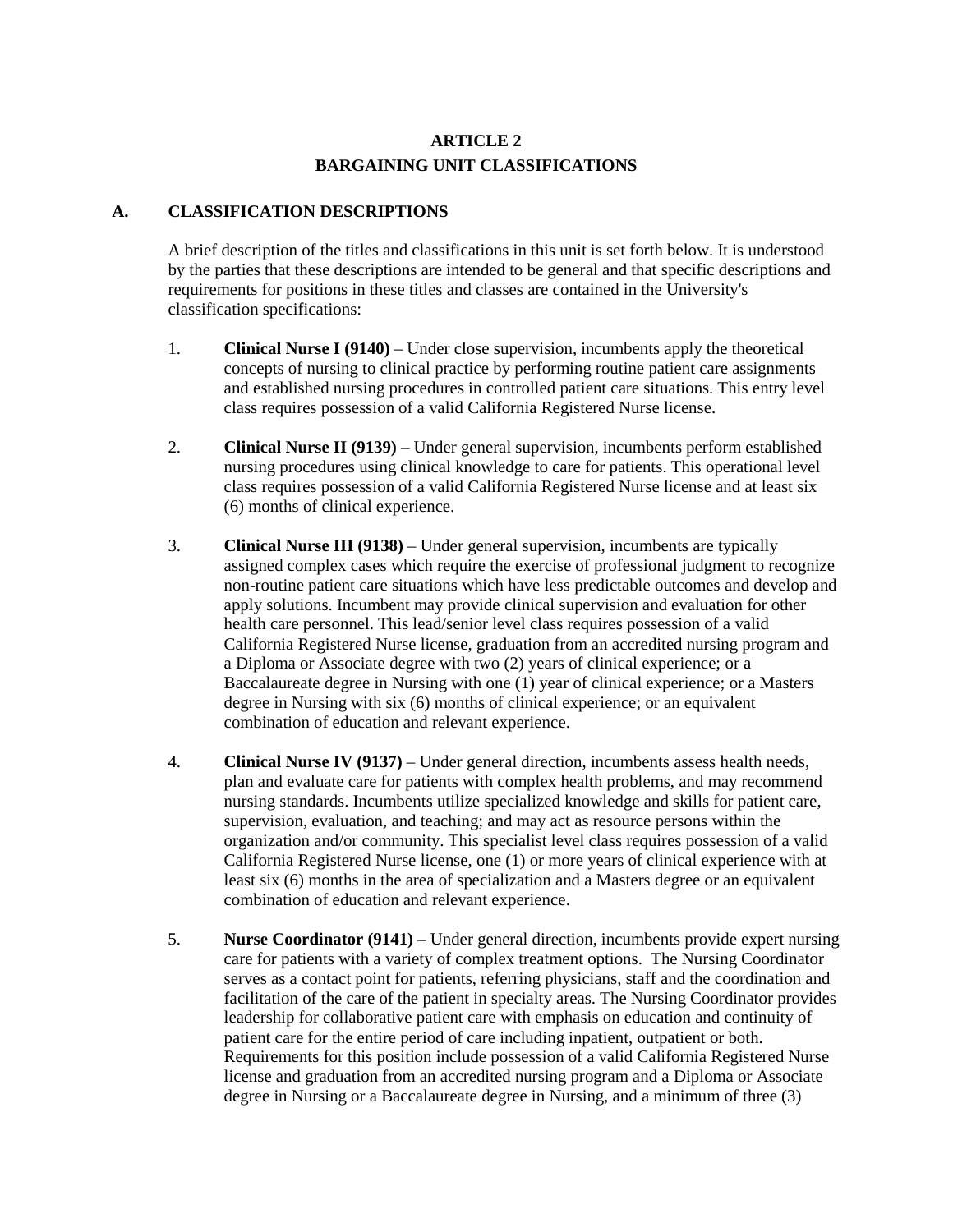# ARTICLE 2
## BARGAINING UNIT CLASSIFICATIONS

### A. CLASSIFICATION DESCRIPTIONS

A brief description of the titles and classifications in this unit is set forth below. It is understood by the parties that these descriptions are intended to be general and that specific descriptions and requirements for positions in these titles and classes are contained in the University's classification specifications:

1. **Clinical Nurse I (9140)** – Under close supervision, incumbents apply the theoretical concepts of nursing to clinical practice by performing routine patient care assignments and established nursing procedures in controlled patient care situations. This entry level class requires possession of a valid California Registered Nurse license.

2. **Clinical Nurse II (9139)** – Under general supervision, incumbents perform established nursing procedures using clinical knowledge to care for patients. This operational level class requires possession of a valid California Registered Nurse license and at least six (6) months of clinical experience.

3. **Clinical Nurse III (9138)** – Under general supervision, incumbents are typically assigned complex cases which require the exercise of professional judgment to recognize non-routine patient care situations which have less predictable outcomes and develop and apply solutions. Incumbent may provide clinical supervision and evaluation for other health care personnel. This lead/senior level class requires possession of a valid California Registered Nurse license, graduation from an accredited nursing program and a Diploma or Associate degree with two (2) years of clinical experience; or a Baccalaureate degree in Nursing with one (1) year of clinical experience; or a Masters degree in Nursing with six (6) months of clinical experience; or an equivalent combination of education and relevant experience.

4. **Clinical Nurse IV (9137)** – Under general direction, incumbents assess health needs, plan and evaluate care for patients with complex health problems, and may recommend nursing standards. Incumbents utilize specialized knowledge and skills for patient care, supervision, evaluation, and teaching; and may act as resource persons within the organization and/or community. This specialist level class requires possession of a valid California Registered Nurse license, one (1) or more years of clinical experience with at least six (6) months in the area of specialization and a Masters degree or an equivalent combination of education and relevant experience.

5. **Nurse Coordinator (9141)** – Under general direction, incumbents provide expert nursing care for patients with a variety of complex treatment options. The Nursing Coordinator serves as a contact point for patients, referring physicians, staff and the coordination and facilitation of the care of the patient in specialty areas. The Nursing Coordinator provides leadership for collaborative patient care with emphasis on education and continuity of patient care for the entire period of care including inpatient, outpatient or both. Requirements for this position include possession of a valid California Registered Nurse license and graduation from an accredited nursing program and a Diploma or Associate degree in Nursing or a Baccalaureate degree in Nursing, and a minimum of three (3)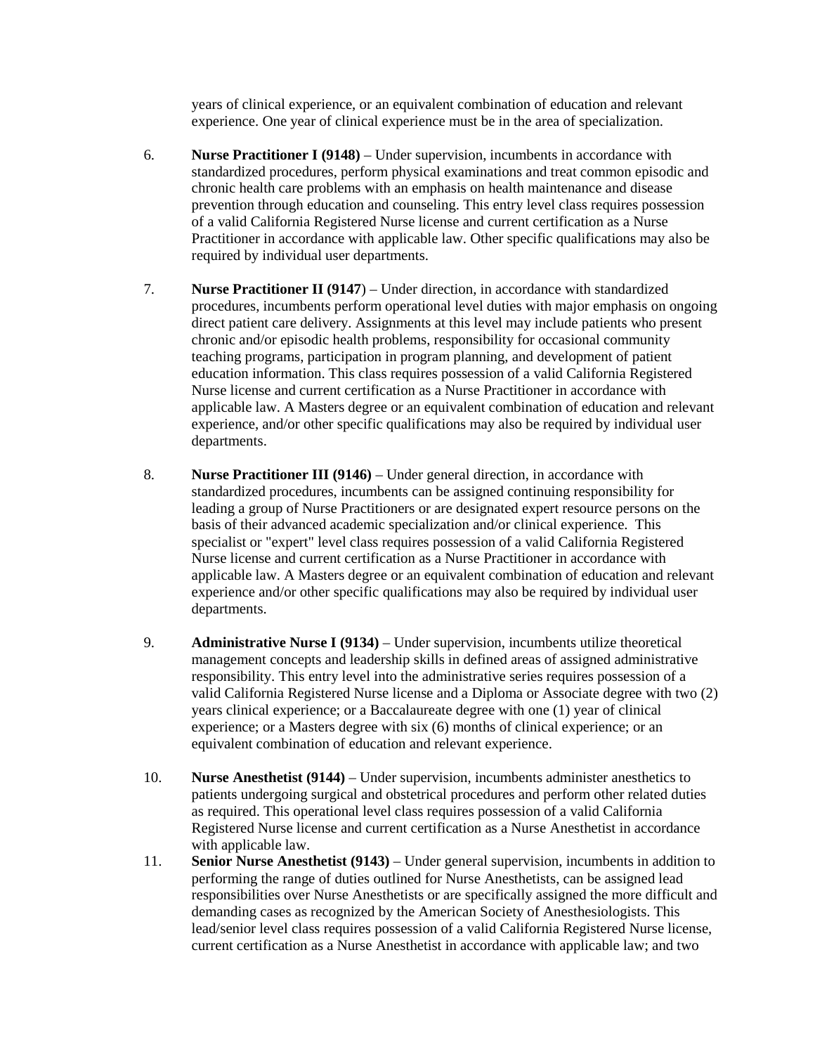years of clinical experience, or an equivalent combination of education and relevant experience. One year of clinical experience must be in the area of specialization.

6. **Nurse Practitioner I (9148)** – Under supervision, incumbents in accordance with standardized procedures, perform physical examinations and treat common episodic and chronic health care problems with an emphasis on health maintenance and disease prevention through education and counseling. This entry level class requires possession of a valid California Registered Nurse license and current certification as a Nurse Practitioner in accordance with applicable law. Other specific qualifications may also be required by individual user departments.

7. **Nurse Practitioner II (9147**) – Under direction, in accordance with standardized procedures, incumbents perform operational level duties with major emphasis on ongoing direct patient care delivery. Assignments at this level may include patients who present chronic and/or episodic health problems, responsibility for occasional community teaching programs, participation in program planning, and development of patient education information. This class requires possession of a valid California Registered Nurse license and current certification as a Nurse Practitioner in accordance with applicable law. A Masters degree or an equivalent combination of education and relevant experience, and/or other specific qualifications may also be required by individual user departments.

8. **Nurse Practitioner III (9146)** – Under general direction, in accordance with standardized procedures, incumbents can be assigned continuing responsibility for leading a group of Nurse Practitioners or are designated expert resource persons on the basis of their advanced academic specialization and/or clinical experience. This specialist or "expert" level class requires possession of a valid California Registered Nurse license and current certification as a Nurse Practitioner in accordance with applicable law. A Masters degree or an equivalent combination of education and relevant experience and/or other specific qualifications may also be required by individual user departments.

9. **Administrative Nurse I (9134)** – Under supervision, incumbents utilize theoretical management concepts and leadership skills in defined areas of assigned administrative responsibility. This entry level into the administrative series requires possession of a valid California Registered Nurse license and a Diploma or Associate degree with two (2) years clinical experience; or a Baccalaureate degree with one (1) year of clinical experience; or a Masters degree with six (6) months of clinical experience; or an equivalent combination of education and relevant experience.

10. **Nurse Anesthetist (9144)** – Under supervision, incumbents administer anesthetics to patients undergoing surgical and obstetrical procedures and perform other related duties as required. This operational level class requires possession of a valid California Registered Nurse license and current certification as a Nurse Anesthetist in accordance with applicable law.

11. **Senior Nurse Anesthetist (9143)** – Under general supervision, incumbents in addition to performing the range of duties outlined for Nurse Anesthetists, can be assigned lead responsibilities over Nurse Anesthetists or are specifically assigned the more difficult and demanding cases as recognized by the American Society of Anesthesiologists. This lead/senior level class requires possession of a valid California Registered Nurse license, current certification as a Nurse Anesthetist in accordance with applicable law; and two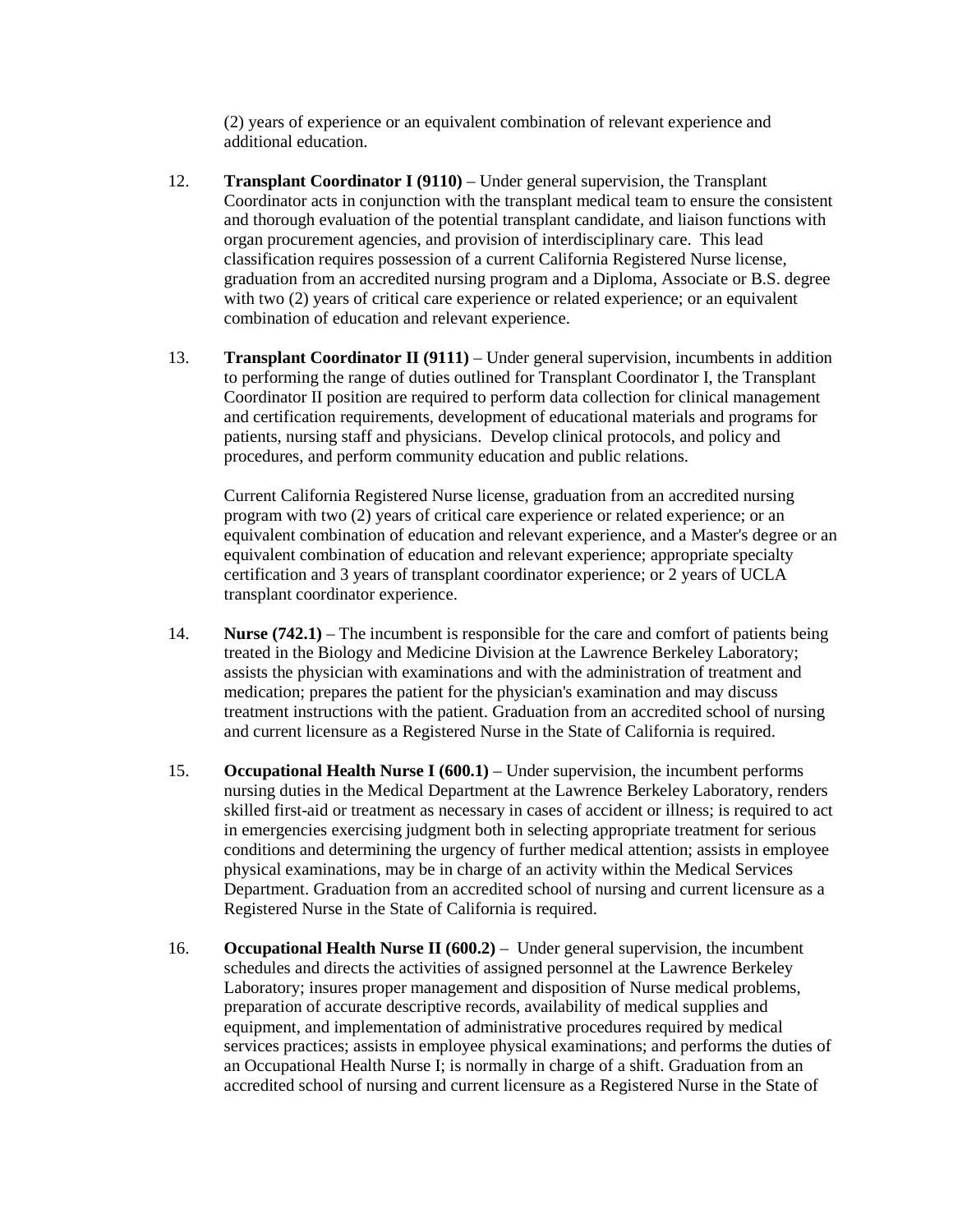(2) years of experience or an equivalent combination of relevant experience and additional education.

12. **Transplant Coordinator I (9110)** – Under general supervision, the Transplant Coordinator acts in conjunction with the transplant medical team to ensure the consistent and thorough evaluation of the potential transplant candidate, and liaison functions with organ procurement agencies, and provision of interdisciplinary care. This lead classification requires possession of a current California Registered Nurse license, graduation from an accredited nursing program and a Diploma, Associate or B.S. degree with two (2) years of critical care experience or related experience; or an equivalent combination of education and relevant experience.

13. **Transplant Coordinator II (9111)** – Under general supervision, incumbents in addition to performing the range of duties outlined for Transplant Coordinator I, the Transplant Coordinator II position are required to perform data collection for clinical management and certification requirements, development of educational materials and programs for patients, nursing staff and physicians. Develop clinical protocols, and policy and procedures, and perform community education and public relations.

    Current California Registered Nurse license, graduation from an accredited nursing program with two (2) years of critical care experience or related experience; or an equivalent combination of education and relevant experience, and a Master's degree or an equivalent combination of education and relevant experience; appropriate specialty certification and 3 years of transplant coordinator experience; or 2 years of UCLA transplant coordinator experience.

14. **Nurse (742.1)** – The incumbent is responsible for the care and comfort of patients being treated in the Biology and Medicine Division at the Lawrence Berkeley Laboratory; assists the physician with examinations and with the administration of treatment and medication; prepares the patient for the physician's examination and may discuss treatment instructions with the patient. Graduation from an accredited school of nursing and current licensure as a Registered Nurse in the State of California is required.

15. **Occupational Health Nurse I (600.1)** – Under supervision, the incumbent performs nursing duties in the Medical Department at the Lawrence Berkeley Laboratory, renders skilled first-aid or treatment as necessary in cases of accident or illness; is required to act in emergencies exercising judgment both in selecting appropriate treatment for serious conditions and determining the urgency of further medical attention; assists in employee physical examinations, may be in charge of an activity within the Medical Services Department. Graduation from an accredited school of nursing and current licensure as a Registered Nurse in the State of California is required.

16. **Occupational Health Nurse II (600.2)** – Under general supervision, the incumbent schedules and directs the activities of assigned personnel at the Lawrence Berkeley Laboratory; insures proper management and disposition of Nurse medical problems, preparation of accurate descriptive records, availability of medical supplies and equipment, and implementation of administrative procedures required by medical services practices; assists in employee physical examinations; and performs the duties of an Occupational Health Nurse I; is normally in charge of a shift. Graduation from an accredited school of nursing and current licensure as a Registered Nurse in the State of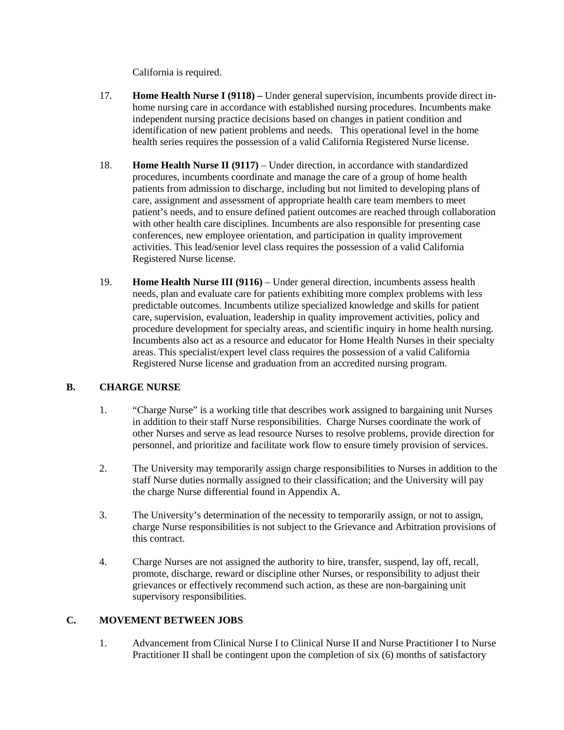California is required.

17. **Home Health Nurse I (9118) –** Under general supervision, incumbents provide direct in-home nursing care in accordance with established nursing procedures. Incumbents make independent nursing practice decisions based on changes in patient condition and identification of new patient problems and needs. This operational level in the home health series requires the possession of a valid California Registered Nurse license.

18. **Home Health Nurse II (9117)** – Under direction, in accordance with standardized procedures, incumbents coordinate and manage the care of a group of home health patients from admission to discharge, including but not limited to developing plans of care, assignment and assessment of appropriate health care team members to meet patient's needs, and to ensure defined patient outcomes are reached through collaboration with other health care disciplines. Incumbents are also responsible for presenting case conferences, new employee orientation, and participation in quality improvement activities. This lead/senior level class requires the possession of a valid California Registered Nurse license.

19. **Home Health Nurse III (9116)** – Under general direction, incumbents assess health needs, plan and evaluate care for patients exhibiting more complex problems with less predictable outcomes. Incumbents utilize specialized knowledge and skills for patient care, supervision, evaluation, leadership in quality improvement activities, policy and procedure development for specialty areas, and scientific inquiry in home health nursing. Incumbents also act as a resource and educator for Home Health Nurses in their specialty areas. This specialist/expert level class requires the possession of a valid California Registered Nurse license and graduation from an accredited nursing program.

## B. CHARGE NURSE

1. "Charge Nurse" is a working title that describes work assigned to bargaining unit Nurses in addition to their staff Nurse responsibilities. Charge Nurses coordinate the work of other Nurses and serve as lead resource Nurses to resolve problems, provide direction for personnel, and prioritize and facilitate work flow to ensure timely provision of services.

2. The University may temporarily assign charge responsibilities to Nurses in addition to the staff Nurse duties normally assigned to their classification; and the University will pay the charge Nurse differential found in Appendix A.

3. The University's determination of the necessity to temporarily assign, or not to assign, charge Nurse responsibilities is not subject to the Grievance and Arbitration provisions of this contract.

4. Charge Nurses are not assigned the authority to hire, transfer, suspend, lay off, recall, promote, discharge, reward or discipline other Nurses, or responsibility to adjust their grievances or effectively recommend such action, as these are non-bargaining unit supervisory responsibilities.

## C. MOVEMENT BETWEEN JOBS

1. Advancement from Clinical Nurse I to Clinical Nurse II and Nurse Practitioner I to Nurse Practitioner II shall be contingent upon the completion of six (6) months of satisfactory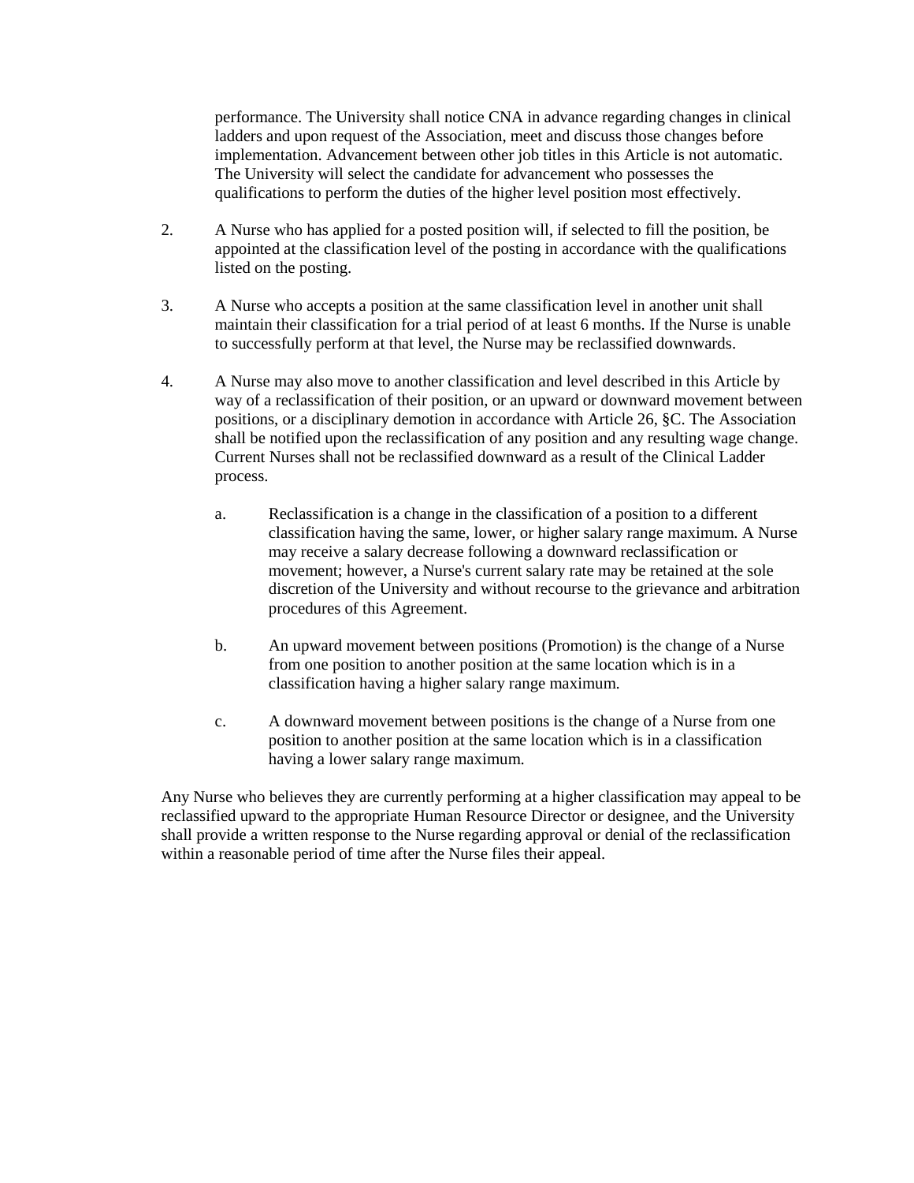performance. The University shall notice CNA in advance regarding changes in clinical ladders and upon request of the Association, meet and discuss those changes before implementation. Advancement between other job titles in this Article is not automatic. The University will select the candidate for advancement who possesses the qualifications to perform the duties of the higher level position most effectively.

2. A Nurse who has applied for a posted position will, if selected to fill the position, be appointed at the classification level of the posting in accordance with the qualifications listed on the posting.

3. A Nurse who accepts a position at the same classification level in another unit shall maintain their classification for a trial period of at least 6 months. If the Nurse is unable to successfully perform at that level, the Nurse may be reclassified downwards.

4. A Nurse may also move to another classification and level described in this Article by way of a reclassification of their position, or an upward or downward movement between positions, or a disciplinary demotion in accordance with Article 26, §C. The Association shall be notified upon the reclassification of any position and any resulting wage change. Current Nurses shall not be reclassified downward as a result of the Clinical Ladder process.

   a. Reclassification is a change in the classification of a position to a different classification having the same, lower, or higher salary range maximum. A Nurse may receive a salary decrease following a downward reclassification or movement; however, a Nurse's current salary rate may be retained at the sole discretion of the University and without recourse to the grievance and arbitration procedures of this Agreement.

   b. An upward movement between positions (Promotion) is the change of a Nurse from one position to another position at the same location which is in a classification having a higher salary range maximum.

   c. A downward movement between positions is the change of a Nurse from one position to another position at the same location which is in a classification having a lower salary range maximum.

Any Nurse who believes they are currently performing at a higher classification may appeal to be reclassified upward to the appropriate Human Resource Director or designee, and the University shall provide a written response to the Nurse regarding approval or denial of the reclassification within a reasonable period of time after the Nurse files their appeal.